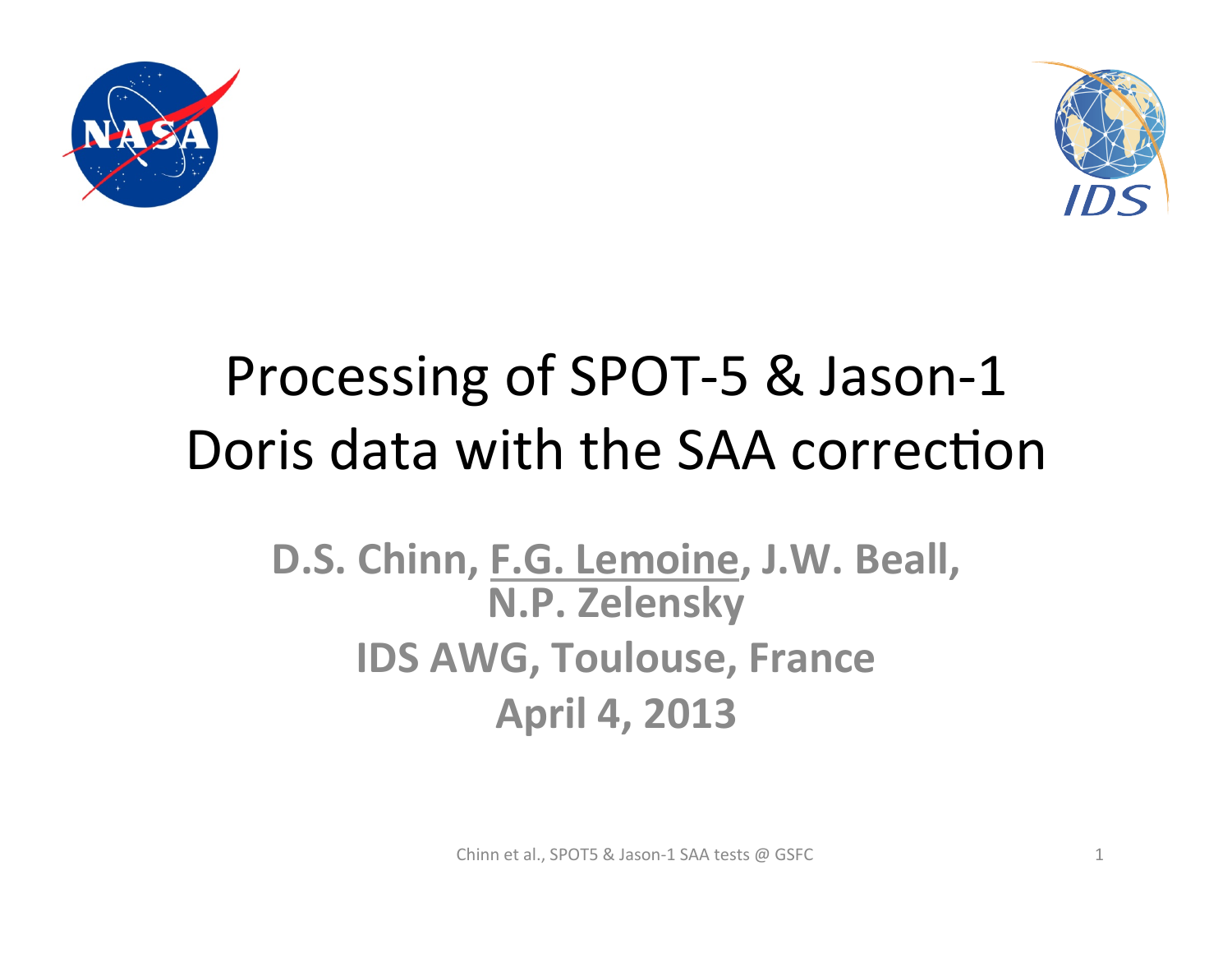# Processing of SPOT-5 & Jason-1 Doris data with the SAA correction

**D.S. Chinn, F.G. Lemoine, J.W. Beall, N.P. Zelensky**

**IDS AWG, Toulouse, France**

**April 4, 2013**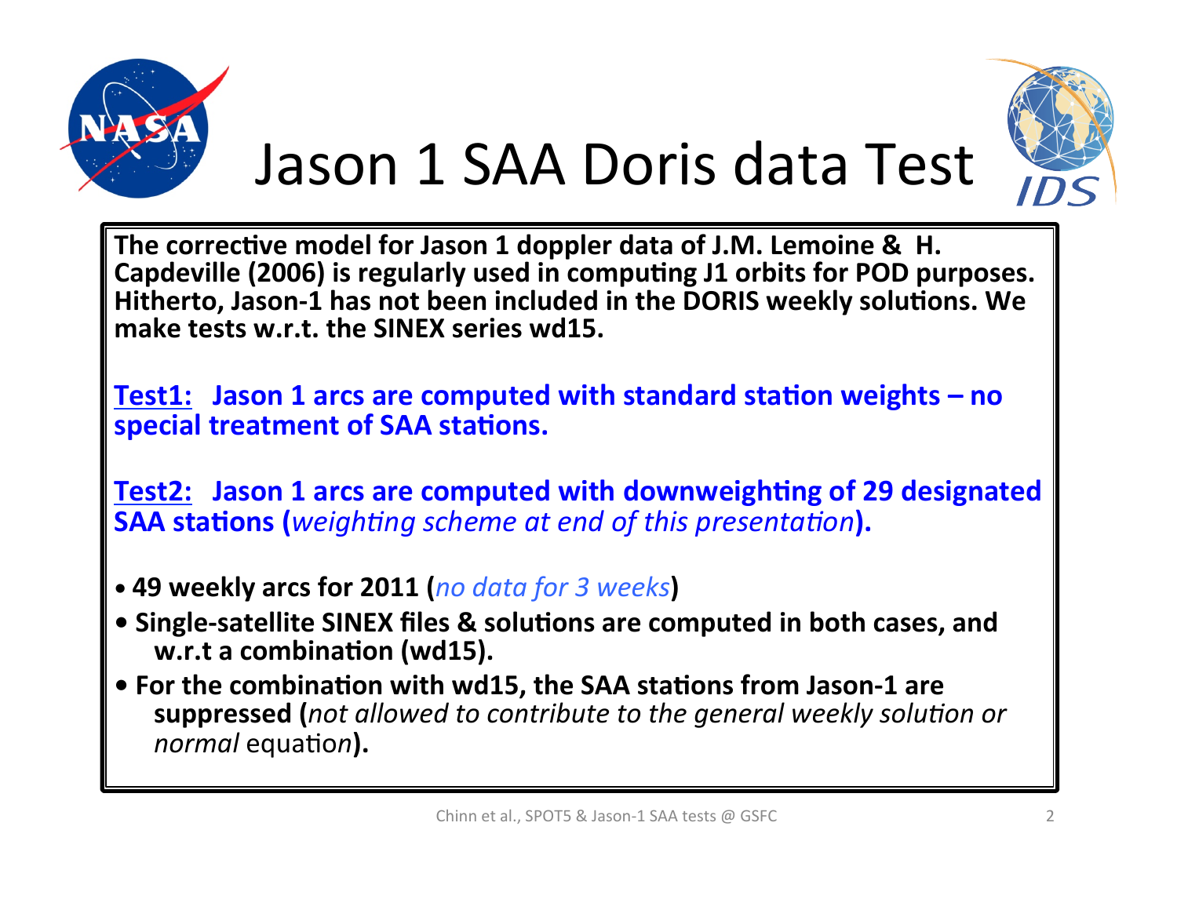# Jason 1 SAA Doris data Test

**The corrective model for Jason 1 doppler data of J.M. Lemoine & H. Capdeville (2006) is regularly used in computing J1 orbits for POD purposes. Hitherto, Jason-1 has not been included in the DORIS weekly solutions. We make tests w.r.t. the SINEX series wd15.**

**Test1:** **Jason 1 arcs are computed with standard station weights – no special treatment of SAA stations.**

**Test2:** **Jason 1 arcs are computed with downweighting of 29 designated SAA stations (***weighting scheme at end of this presentation***).**

- **49 weekly arcs for 2011 (***no data for 3 weeks***)**
- **Single-satellite SINEX files & solutions are computed in both cases, and w.r.t a combination (wd15).**
- **For the combination with wd15, the SAA stations from Jason-1 are suppressed (***not allowed to contribute to the general weekly solution or normal* equation**).**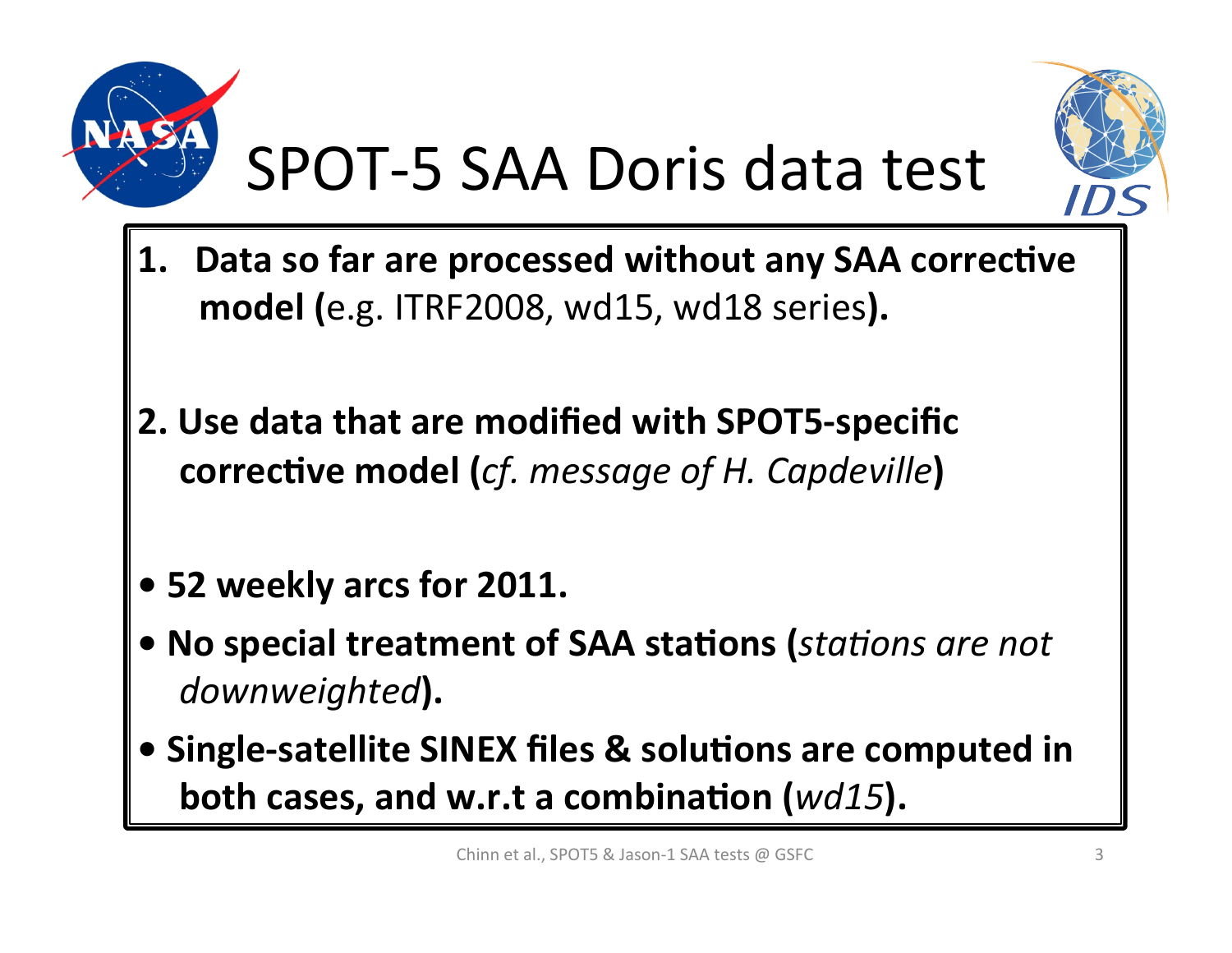# SPOT-5 SAA Doris data test

1. **Data so far are processed without any SAA corrective model (**e.g. ITRF2008, wd15, wd18 series**).**

2. **Use data that are modified with SPOT5-specific corrective model (***cf. message of H. Capdeville***)**

- **52 weekly arcs for 2011.**
- **No special treatment of SAA stations (***stations are not downweighted***).**
- **Single-satellite SINEX files & solutions are computed in both cases, and w.r.t a combination (***wd15***).**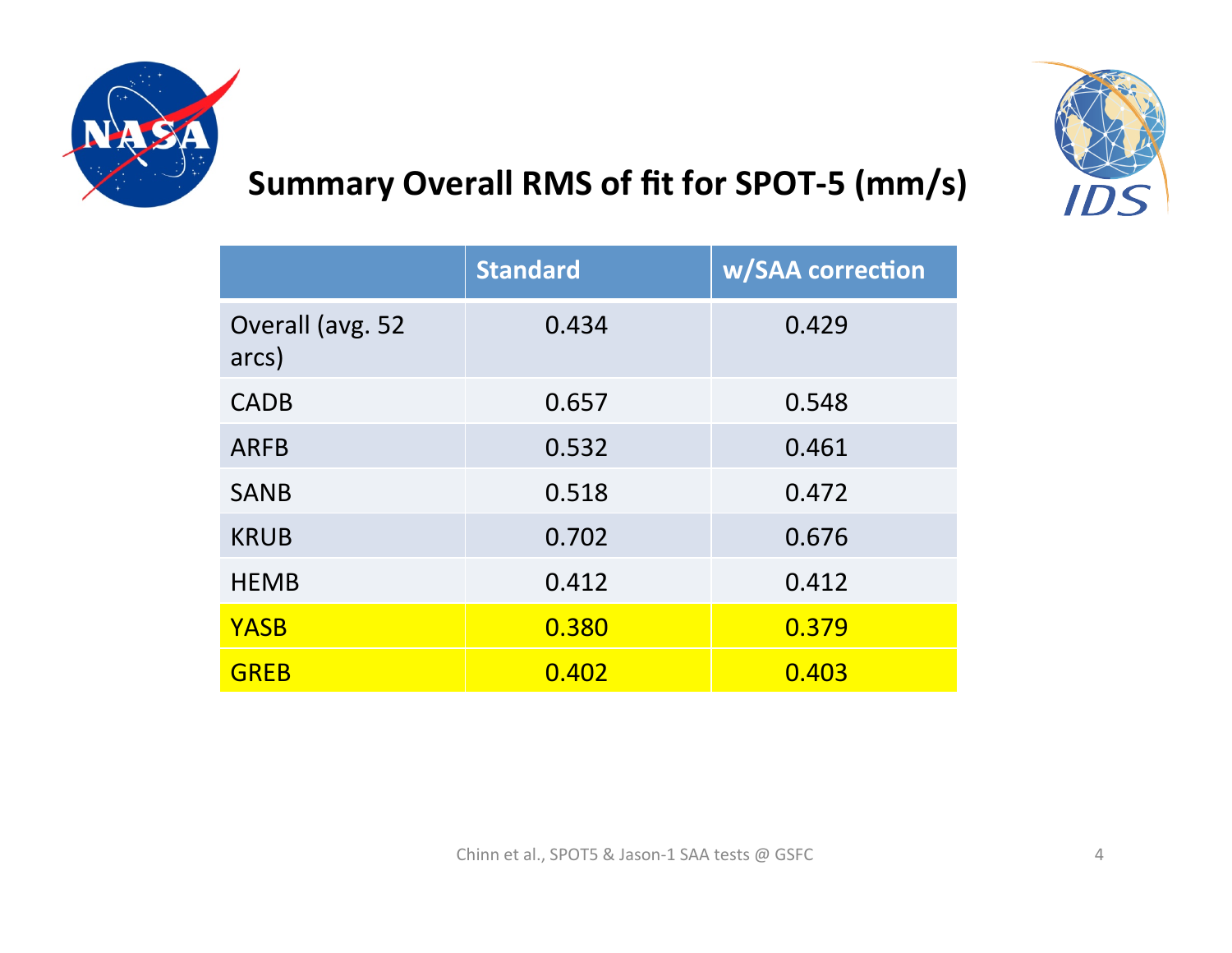# Summary Overall RMS of fit for SPOT-5 (mm/s)

| | Standard | w/SAA correction |
|---|---|---|
| Overall (avg. 52 arcs) | 0.434 | 0.429 |
| CADB | 0.657 | 0.548 |
| ARFB | 0.532 | 0.461 |
| SANB | 0.518 | 0.472 |
| KRUB | 0.702 | 0.676 |
| HEMB | 0.412 | 0.412 |
| YASB | 0.380 | 0.379 |
| GREB | 0.402 | 0.403 |

Chinn et al., SPOT5 & Jason-1 SAA tests @ GSFC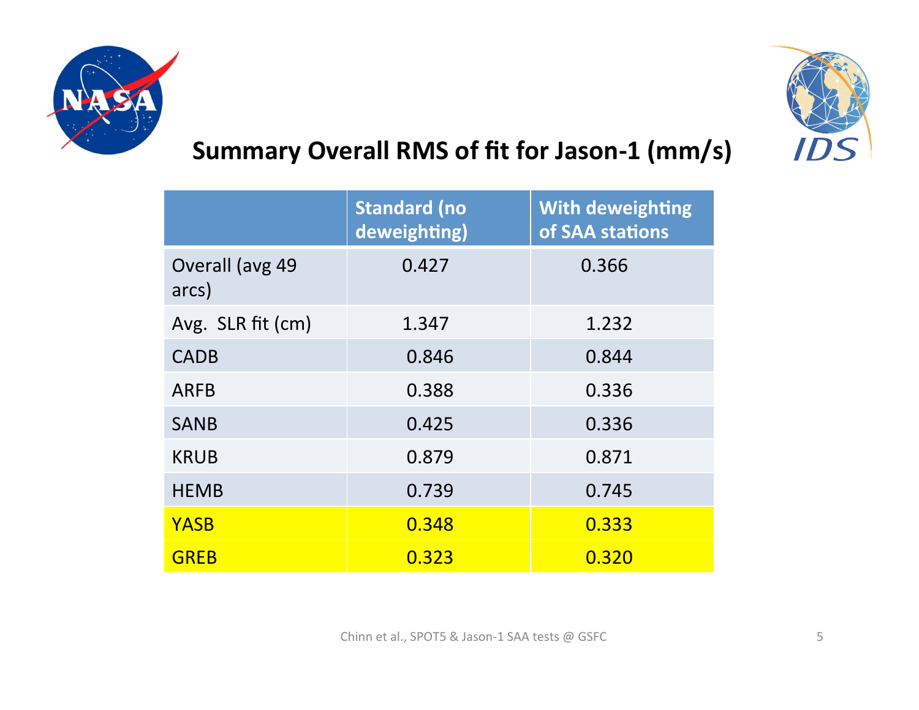## Summary Overall RMS of fit for Jason-1 (mm/s)

| | Standard (no deweighting) | With deweighting of SAA stations |
|---|---|---|
| Overall (avg 49 arcs) | 0.427 | 0.366 |
| Avg. SLR fit (cm) | 1.347 | 1.232 |
| CADB | 0.846 | 0.844 |
| ARFB | 0.388 | 0.336 |
| SANB | 0.425 | 0.336 |
| KRUB | 0.879 | 0.871 |
| HEMB | 0.739 | 0.745 |
| YASB | 0.348 | 0.333 |
| GREB | 0.323 | 0.320 |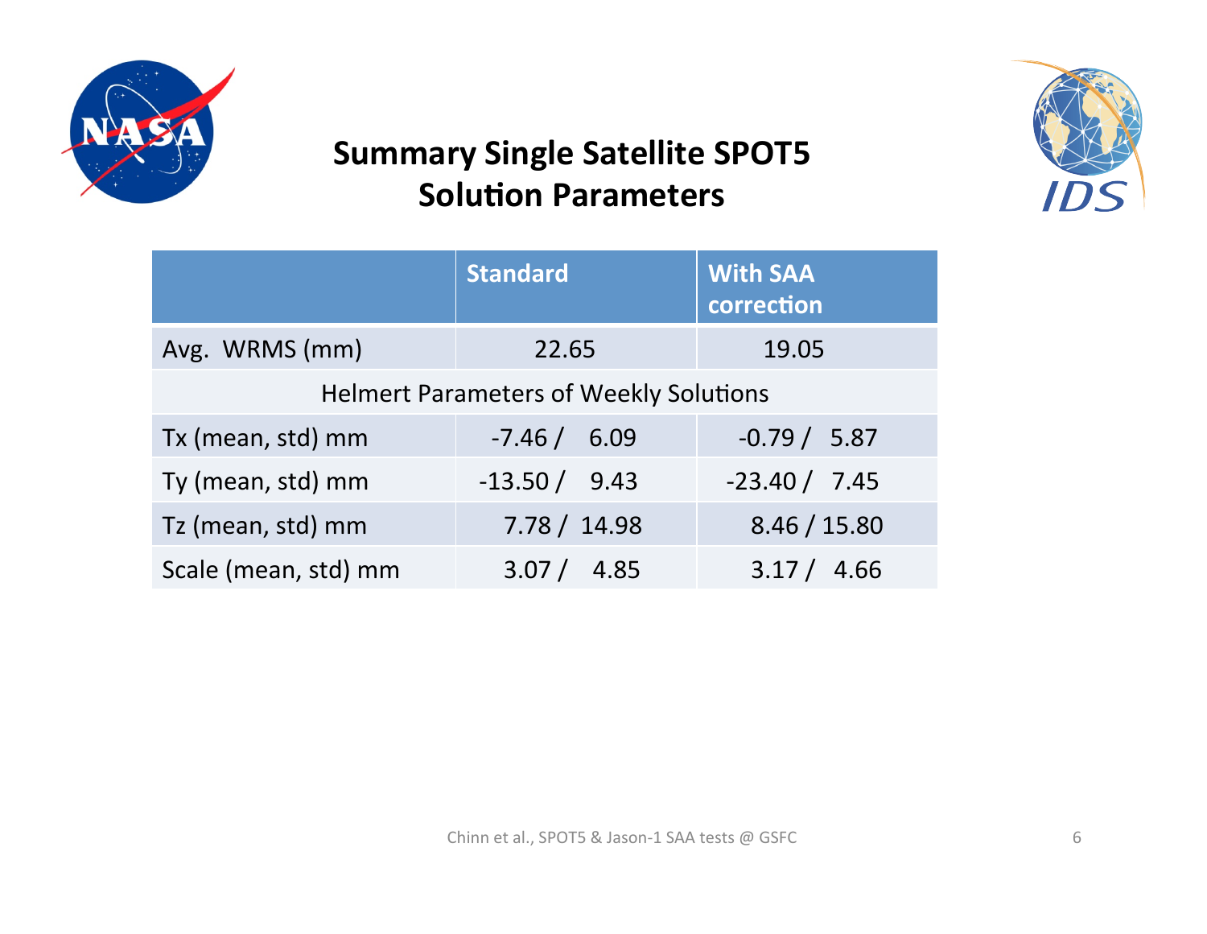# Summary Single Satellite SPOT5 Solution Parameters

| | **Standard** | **With SAA correction** |
|---|---|---|
| Avg. WRMS (mm) | 22.65 | 19.05 |
| Helmert Parameters of Weekly Solutions | | |
| Tx (mean, std) mm | -7.46 / 6.09 | -0.79 / 5.87 |
| Ty (mean, std) mm | -13.50 / 9.43 | -23.40 / 7.45 |
| Tz (mean, std) mm | 7.78 / 14.98 | 8.46 / 15.80 |
| Scale (mean, std) mm | 3.07 / 4.85 | 3.17 / 4.66 |

Chinn et al., SPOT5 & Jason-1 SAA tests @ GSFC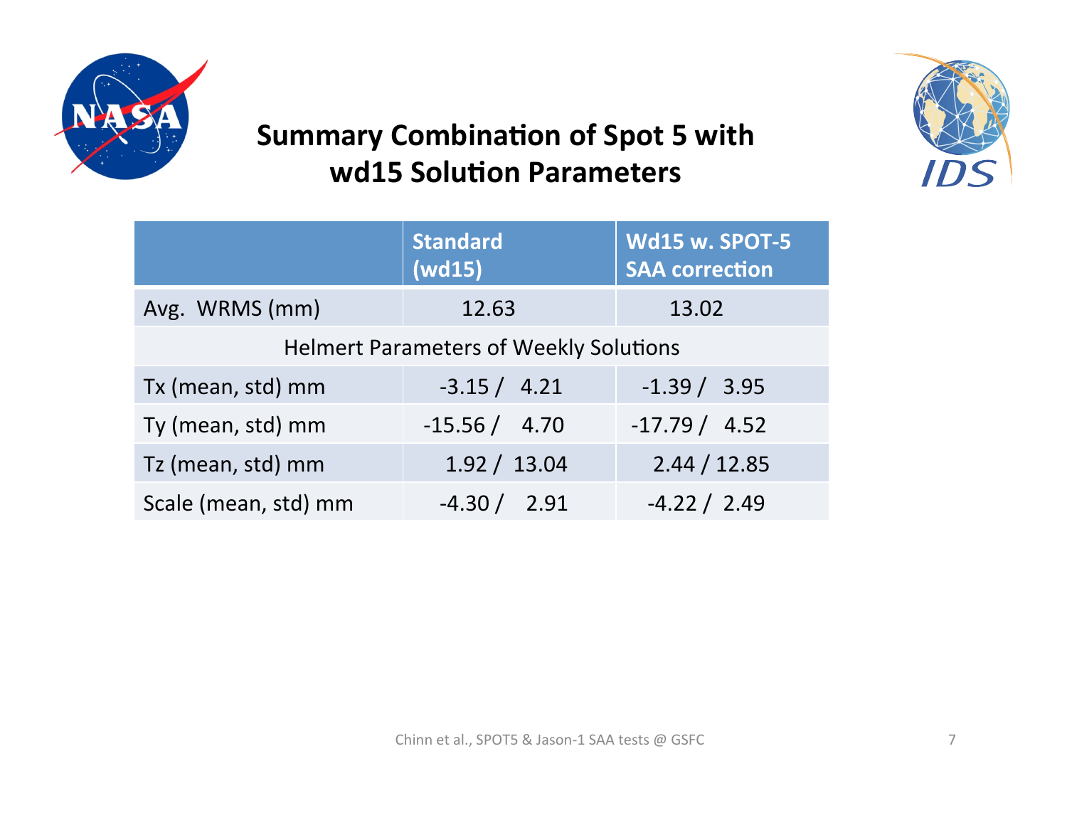# Summary Combination of Spot 5 with wd15 Solution Parameters

| | Standard (wd15) | Wd15 w. SPOT-5 SAA correction |
|---|---|---|
| Avg. WRMS (mm) | 12.63 | 13.02 |
| Helmert Parameters of Weekly Solutions | | |
| Tx (mean, std) mm | -3.15 / 4.21 | -1.39 / 3.95 |
| Ty (mean, std) mm | -15.56 / 4.70 | -17.79 / 4.52 |
| Tz (mean, std) mm | 1.92 / 13.04 | 2.44 / 12.85 |
| Scale (mean, std) mm | -4.30 / 2.91 | -4.22 / 2.49 |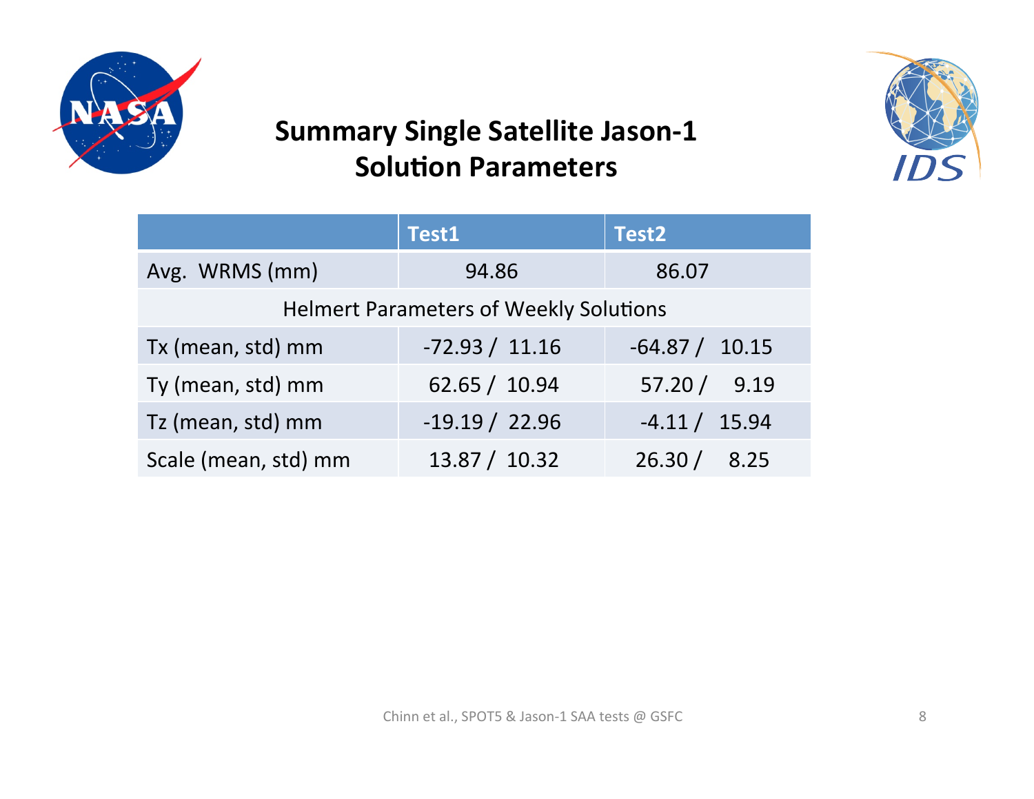# Summary Single Satellite Jason-1 Solution Parameters

| | Test1 | Test2 |
|---|---|---|
| Avg. WRMS (mm) | 94.86 | 86.07 |
| Helmert Parameters of Weekly Solutions | | |
| Tx (mean, std) mm | -72.93 / 11.16 | -64.87 / 10.15 |
| Ty (mean, std) mm | 62.65 / 10.94 | 57.20 / 9.19 |
| Tz (mean, std) mm | -19.19 / 22.96 | -4.11 / 15.94 |
| Scale (mean, std) mm | 13.87 / 10.32 | 26.30 / 8.25 |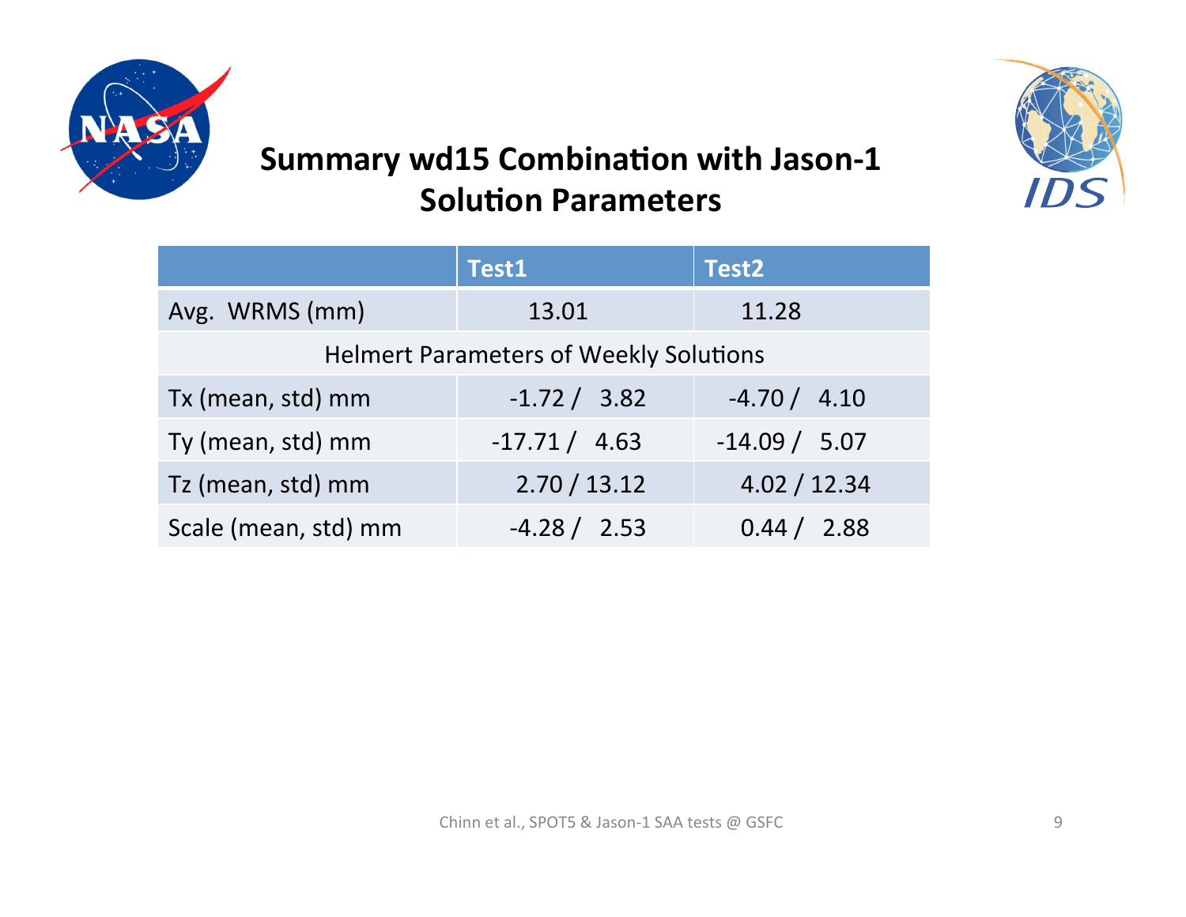# Summary wd15 Combination with Jason-1 Solution Parameters

| | Test1 | Test2 |
|---|---|---|
| Avg. WRMS (mm) | 13.01 | 11.28 |
| Helmert Parameters of Weekly Solutions | | |
| Tx (mean, std) mm | -1.72 / 3.82 | -4.70 / 4.10 |
| Ty (mean, std) mm | -17.71 / 4.63 | -14.09 / 5.07 |
| Tz (mean, std) mm | 2.70 / 13.12 | 4.02 / 12.34 |
| Scale (mean, std) mm | -4.28 / 2.53 | 0.44 / 2.88 |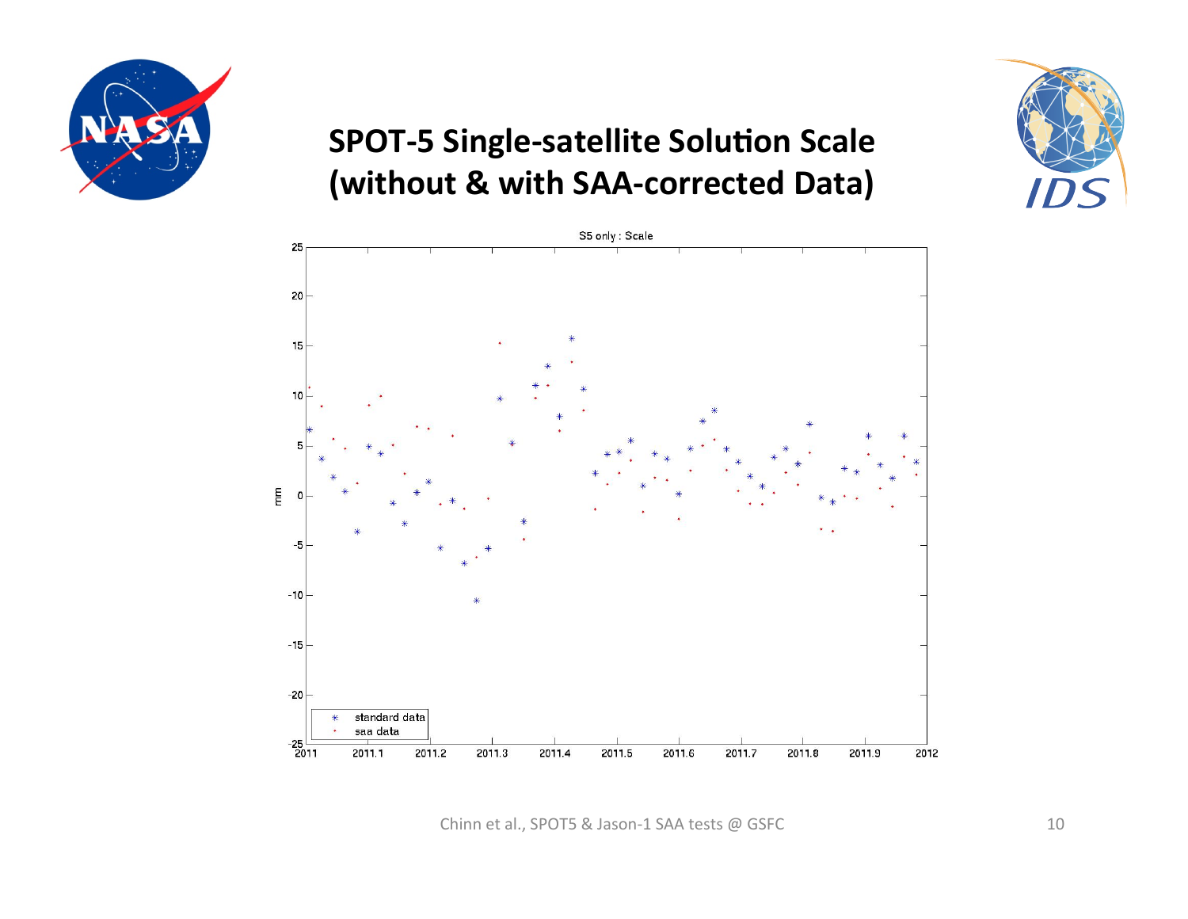# SPOT-5 Single-satellite Solution Scale (without & with SAA-corrected Data)

S5 only : Scale

- standard data
- saa data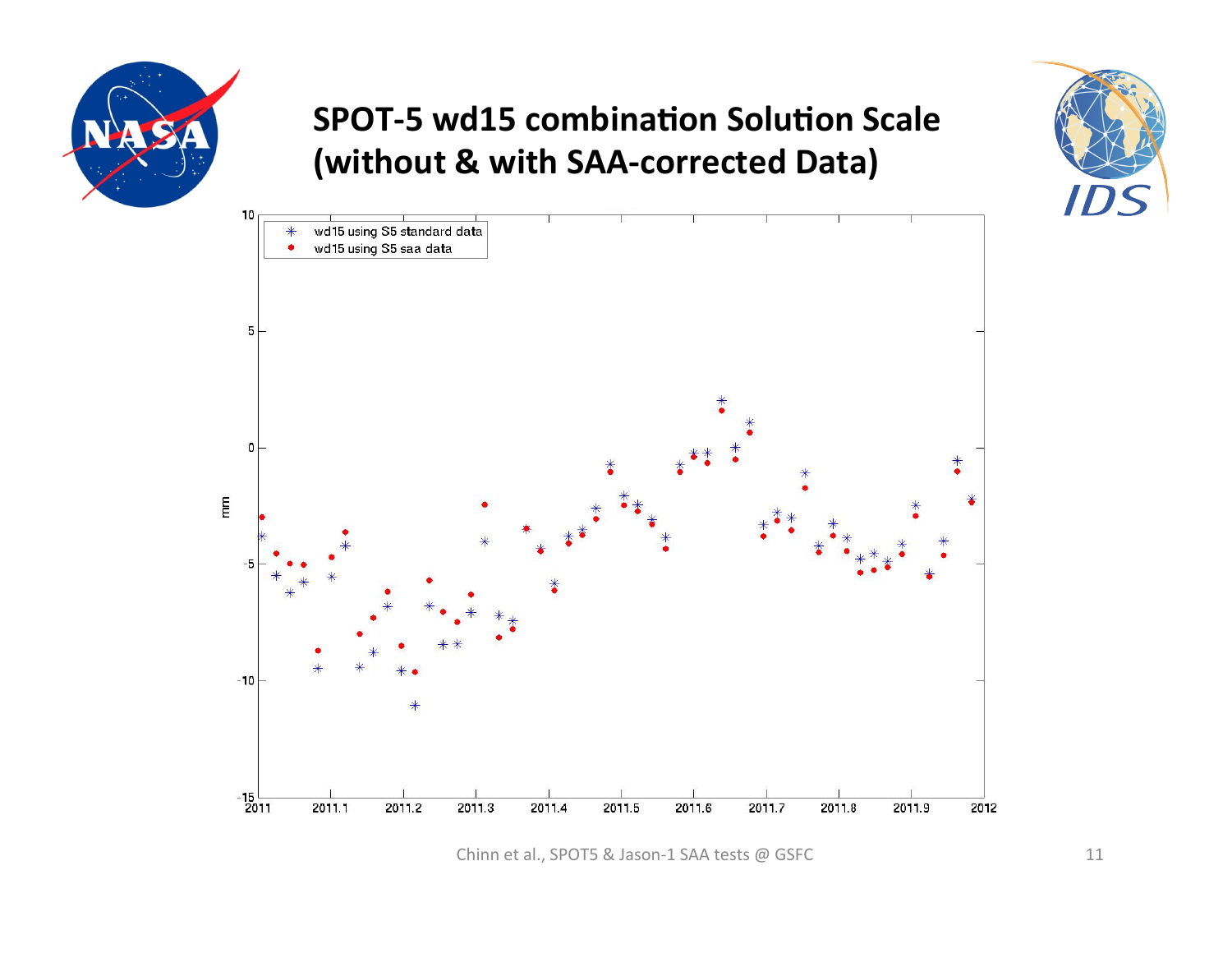# SPOT-5 wd15 combination Solution Scale (without & with SAA-corrected Data)

Chinn et al., SPOT5 & Jason-1 SAA tests @ GSFC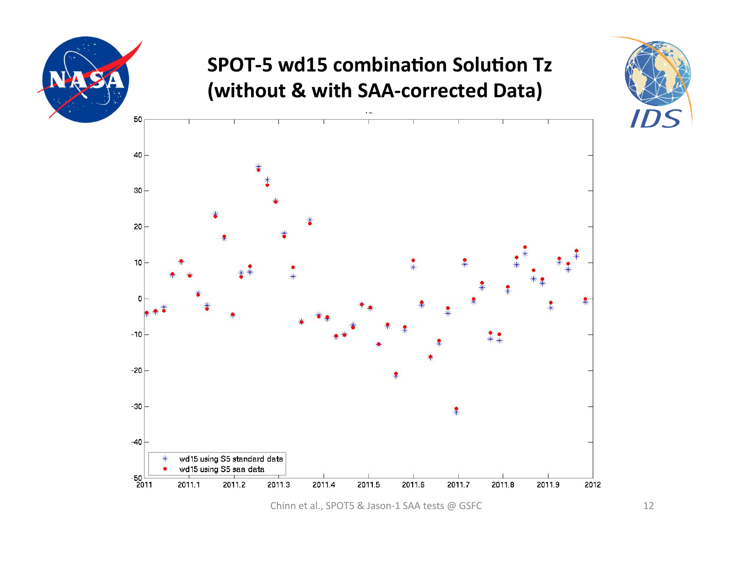# SPOT-5 wd15 combination Solution Tz (without & with SAA-corrected Data)

- wd15 using S5 standard data
- wd15 using S5 saa data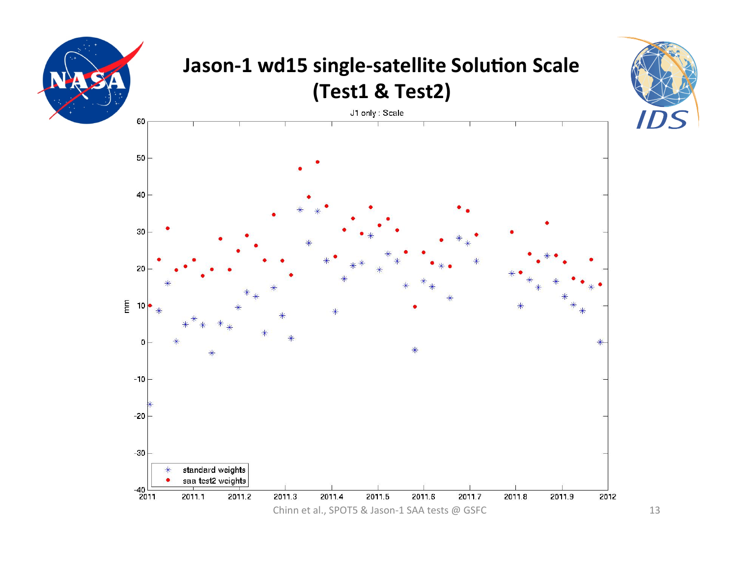# Jason-1 wd15 single-satellite Solution Scale (Test1 & Test2)

J1 only : Scale

Chinn et al., SPOT5 & Jason-1 SAA tests @ GSFC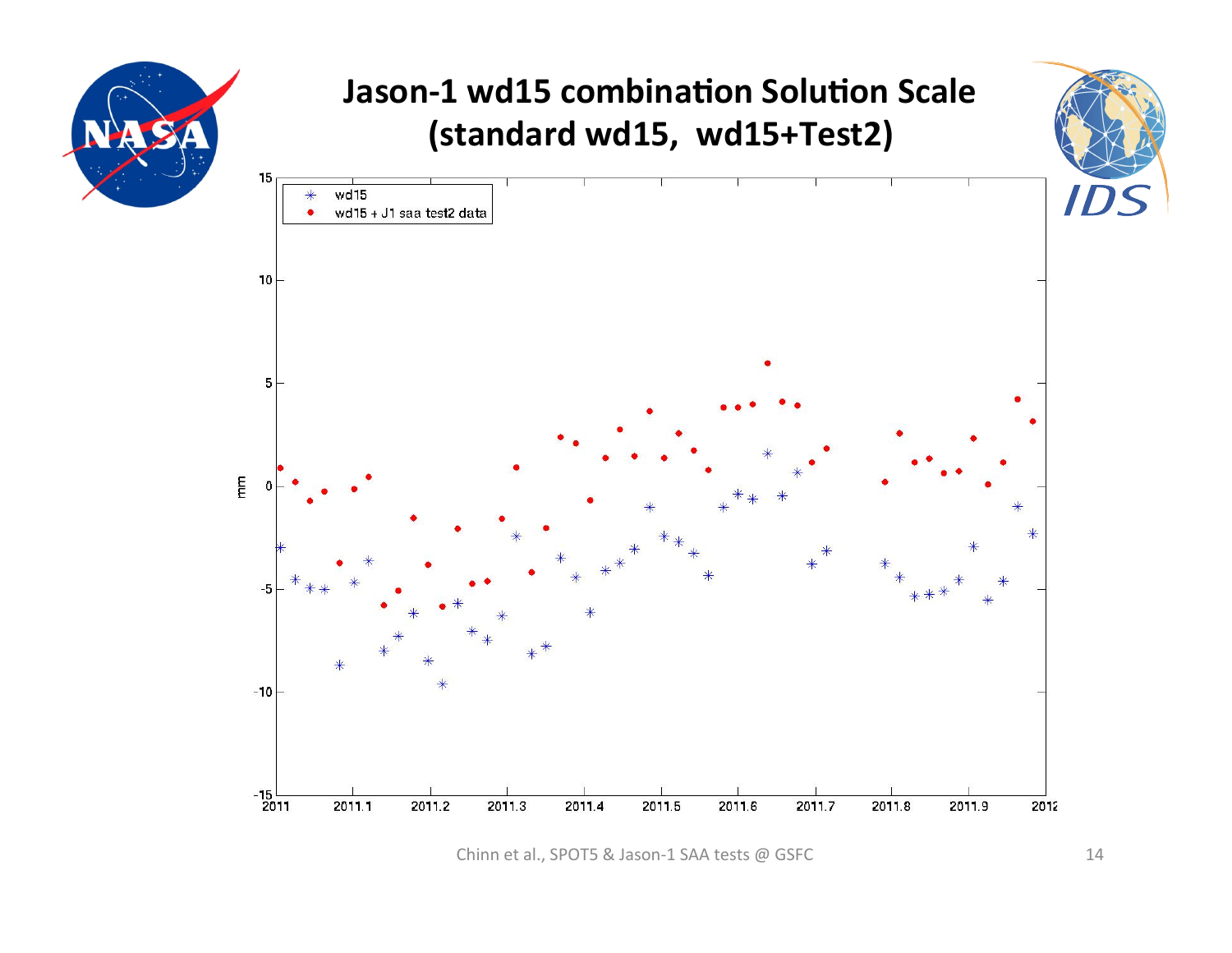# Jason-1 wd15 combination Solution Scale (standard wd15, wd15+Test2)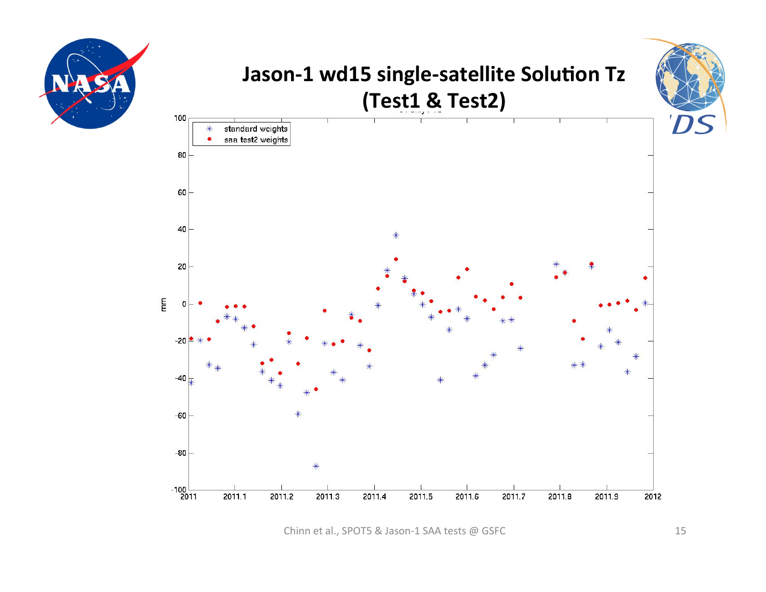# Jason-1 wd15 single-satellite Solution Tz (Test1 & Test2)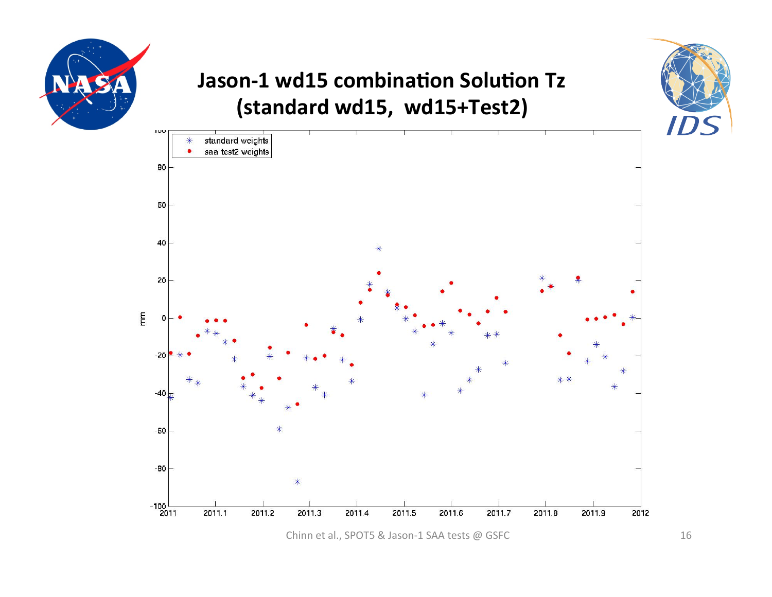# Jason-1 wd15 combination Solution Tz (standard wd15, wd15+Test2)

Chinn et al., SPOT5 & Jason-1 SAA tests @ GSFC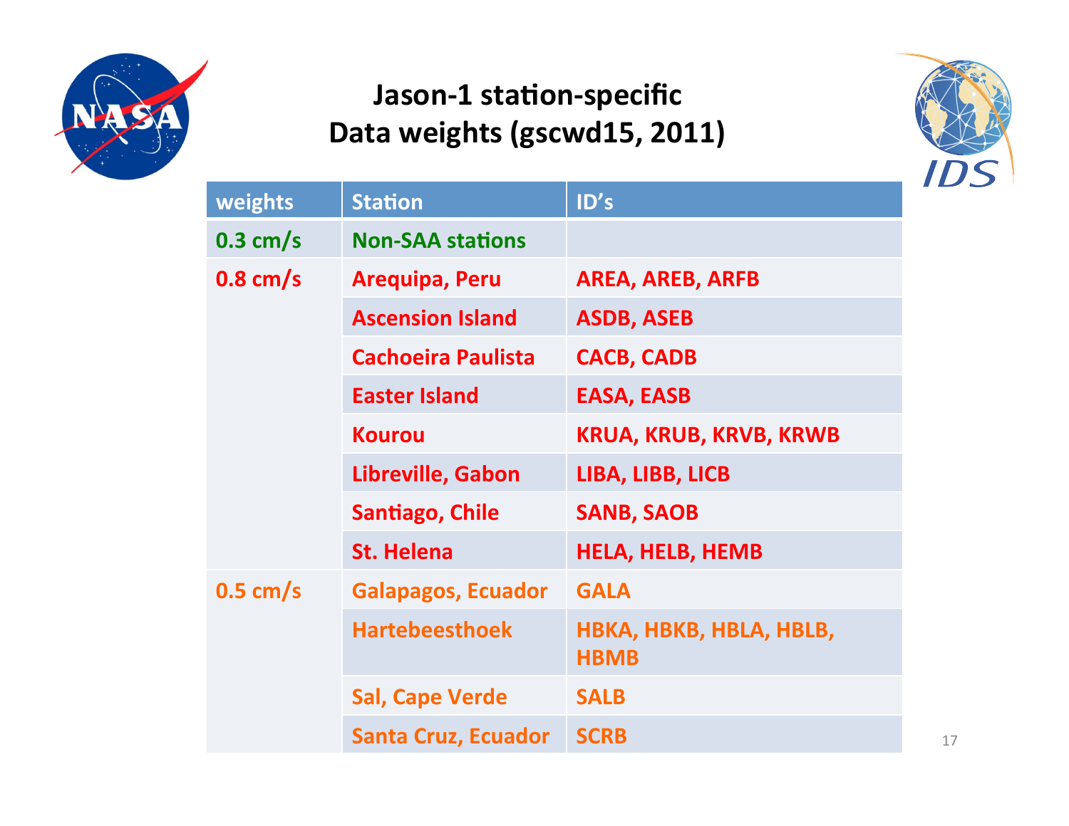# Jason-1 station-specific Data weights (gscwd15, 2011)

| weights | Station | ID's |
|---|---|---|
| 0.3 cm/s | Non-SAA stations | |
| 0.8 cm/s | Arequipa, Peru | AREA, AREB, ARFB |
| | Ascension Island | ASDB, ASEB |
| | Cachoeira Paulista | CACB, CADB |
| | Easter Island | EASA, EASB |
| | Kourou | KRUA, KRUB, KRVB, KRWB |
| | Libreville, Gabon | LIBA, LIBB, LICB |
| | Santiago, Chile | SANB, SAOB |
| | St. Helena | HELA, HELB, HEMB |
| 0.5 cm/s | Galapagos, Ecuador | GALA |
| | Hartebeesthoek | HBKA, HBKB, HBLA, HBLB, HBMB |
| | Sal, Cape Verde | SALB |
| | Santa Cruz, Ecuador | SCRB |